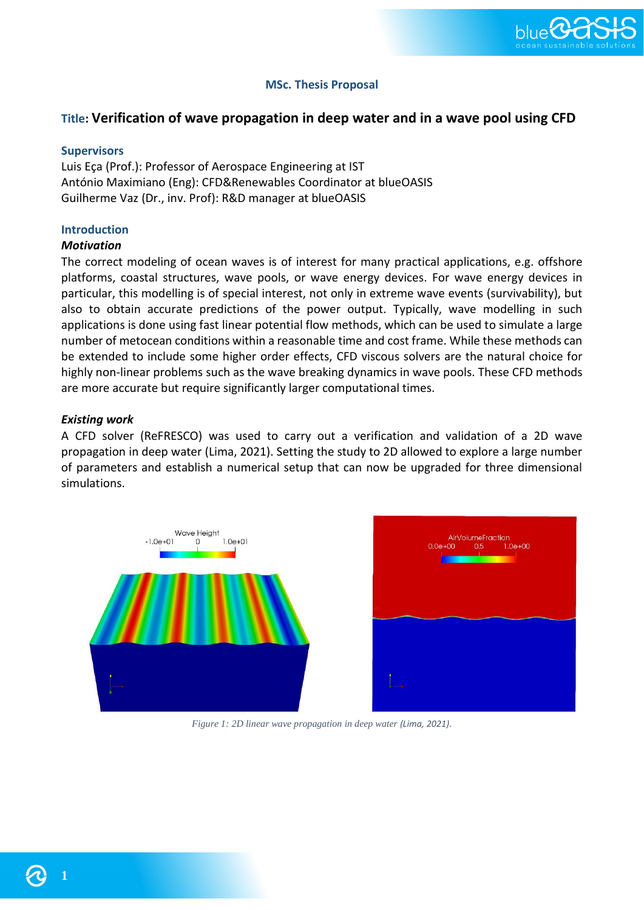**MSc. Thesis Proposal**

# Title: Verification of wave propagation in deep water and in a wave pool using CFD

## Supervisors

Luis Eça (Prof.): Professor of Aerospace Engineering at IST
António Maximiano (Eng): CFD&Renewables Coordinator at blueOASIS
Guilherme Vaz (Dr., inv. Prof): R&D manager at blueOASIS

## Introduction

### *Motivation*

The correct modeling of ocean waves is of interest for many practical applications, e.g. offshore platforms, coastal structures, wave pools, or wave energy devices. For wave energy devices in particular, this modelling is of special interest, not only in extreme wave events (survivability), but also to obtain accurate predictions of the power output. Typically, wave modelling in such applications is done using fast linear potential flow methods, which can be used to simulate a large number of metocean conditions within a reasonable time and cost frame. While these methods can be extended to include some higher order effects, CFD viscous solvers are the natural choice for highly non-linear problems such as the wave breaking dynamics in wave pools. These CFD methods are more accurate but require significantly larger computational times.

### *Existing work*

A CFD solver (ReFRESCO) was used to carry out a verification and validation of a 2D wave propagation in deep water (Lima, 2021). Setting the study to 2D allowed to explore a large number of parameters and establish a numerical setup that can now be upgraded for three dimensional simulations.

*Figure 1: 2D linear wave propagation in deep water (Lima, 2021).*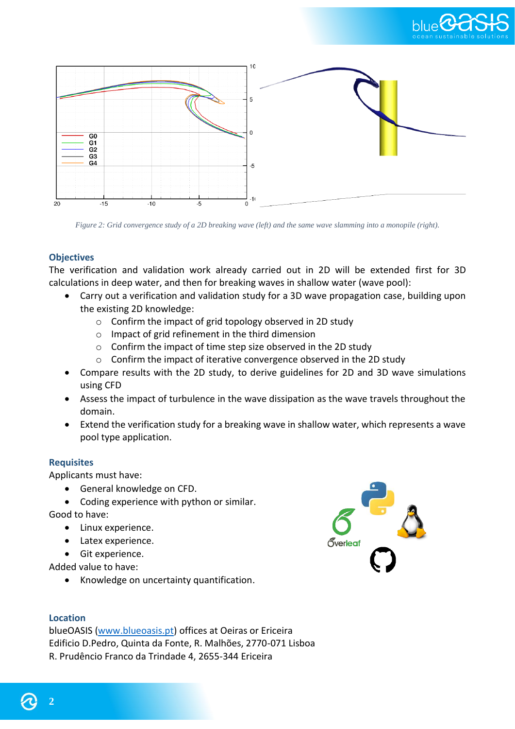*Figure 2: Grid convergence study of a 2D breaking wave (left) and the same wave slamming into a monopile (right).*

### Objectives

The verification and validation work already carried out in 2D will be extended first for 3D calculations in deep water, and then for breaking waves in shallow water (wave pool):

- Carry out a verification and validation study for a 3D wave propagation case, building upon the existing 2D knowledge:
    - Confirm the impact of grid topology observed in 2D study
    - Impact of grid refinement in the third dimension
    - Confirm the impact of time step size observed in the 2D study
    - Confirm the impact of iterative convergence observed in the 2D study
- Compare results with the 2D study, to derive guidelines for 2D and 3D wave simulations using CFD
- Assess the impact of turbulence in the wave dissipation as the wave travels throughout the domain.
- Extend the verification study for a breaking wave in shallow water, which represents a wave pool type application.

### Requisites

Applicants must have:

- General knowledge on CFD.
- Coding experience with python or similar.

Good to have:

- Linux experience.
- Latex experience.
- Git experience.

Added value to have:

- Knowledge on uncertainty quantification.

### Location

blueOASIS (www.blueoasis.pt) offices at Oeiras or Ericeira
Edificio D.Pedro, Quinta da Fonte, R. Malhões, 2770-071 Lisboa
R. Prudêncio Franco da Trindade 4, 2655-344 Ericeira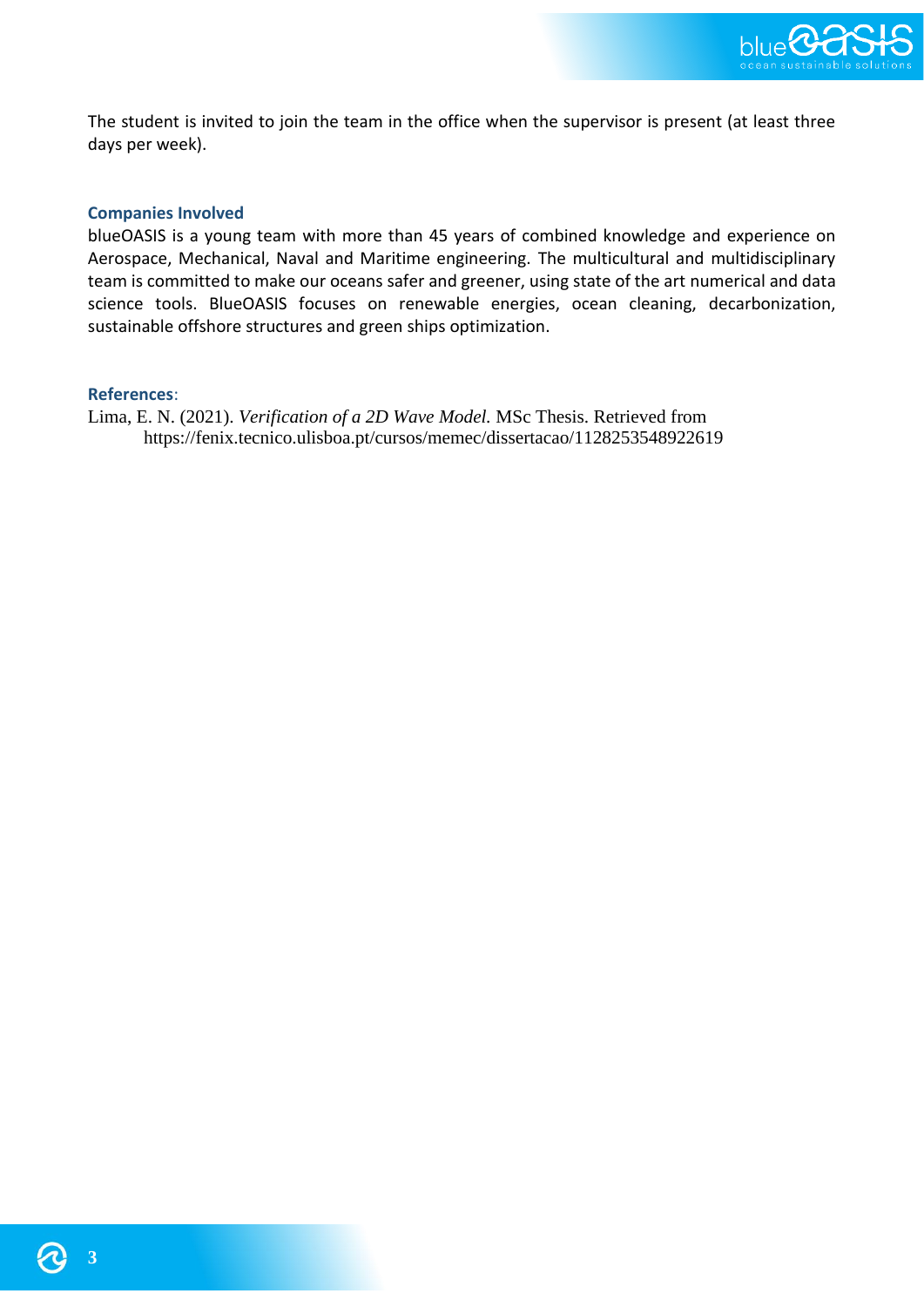The student is invited to join the team in the office when the supervisor is present (at least three days per week).

### Companies Involved

blueOASIS is a young team with more than 45 years of combined knowledge and experience on Aerospace, Mechanical, Naval and Maritime engineering. The multicultural and multidisciplinary team is committed to make our oceans safer and greener, using state of the art numerical and data science tools. BlueOASIS focuses on renewable energies, ocean cleaning, decarbonization, sustainable offshore structures and green ships optimization.

### References:

Lima, E. N. (2021). *Verification of a 2D Wave Model.* MSc Thesis. Retrieved from https://fenix.tecnico.ulisboa.pt/cursos/memec/dissertacao/1128253548922619